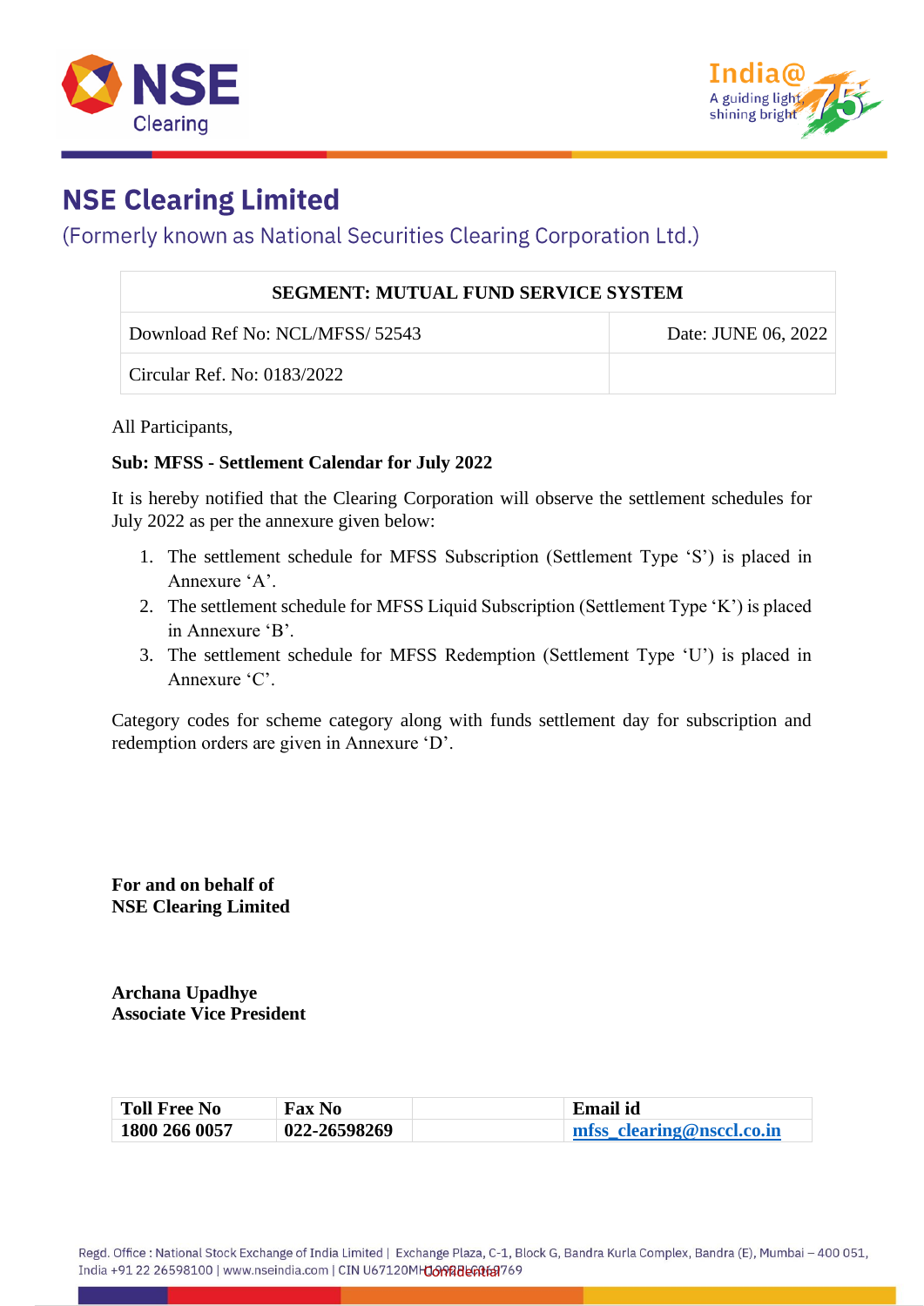# NSE Clearing Limited

(Formerly known as National Securities Clearing Corporation Ltd.)

| SEGMENT: MUTUAL FUND SERVICE SYSTEM | |
|---|---|
| Download Ref No: NCL/MFSS/ 52543 | Date: JUNE 06, 2022 |
| Circular Ref. No: 0183/2022 | |

All Participants,

**Sub: MFSS - Settlement Calendar for July 2022**

It is hereby notified that the Clearing Corporation will observe the settlement schedules for July 2022 as per the annexure given below:

1. The settlement schedule for MFSS Subscription (Settlement Type 'S') is placed in Annexure 'A'.
2. The settlement schedule for MFSS Liquid Subscription (Settlement Type 'K') is placed in Annexure 'B'.
3. The settlement schedule for MFSS Redemption (Settlement Type 'U') is placed in Annexure 'C'.

Category codes for scheme category along with funds settlement day for subscription and redemption orders are given in Annexure 'D'.

**For and on behalf of**
**NSE Clearing Limited**

**Archana Upadhye**
**Associate Vice President**

| Toll Free No | Fax No | | Email id |
|---|---|---|---|
| 1800 266 0057 | 022-26598269 | | mfss_clearing@nsccl.co.in |

Regd. Office : National Stock Exchange of India Limited | Exchange Plaza, C-1, Block G, Bandra Kurla Complex, Bandra (E), Mumbai – 400 051, India +91 22 26598100 | www.nseindia.com | CIN U67120MH1992PLC069769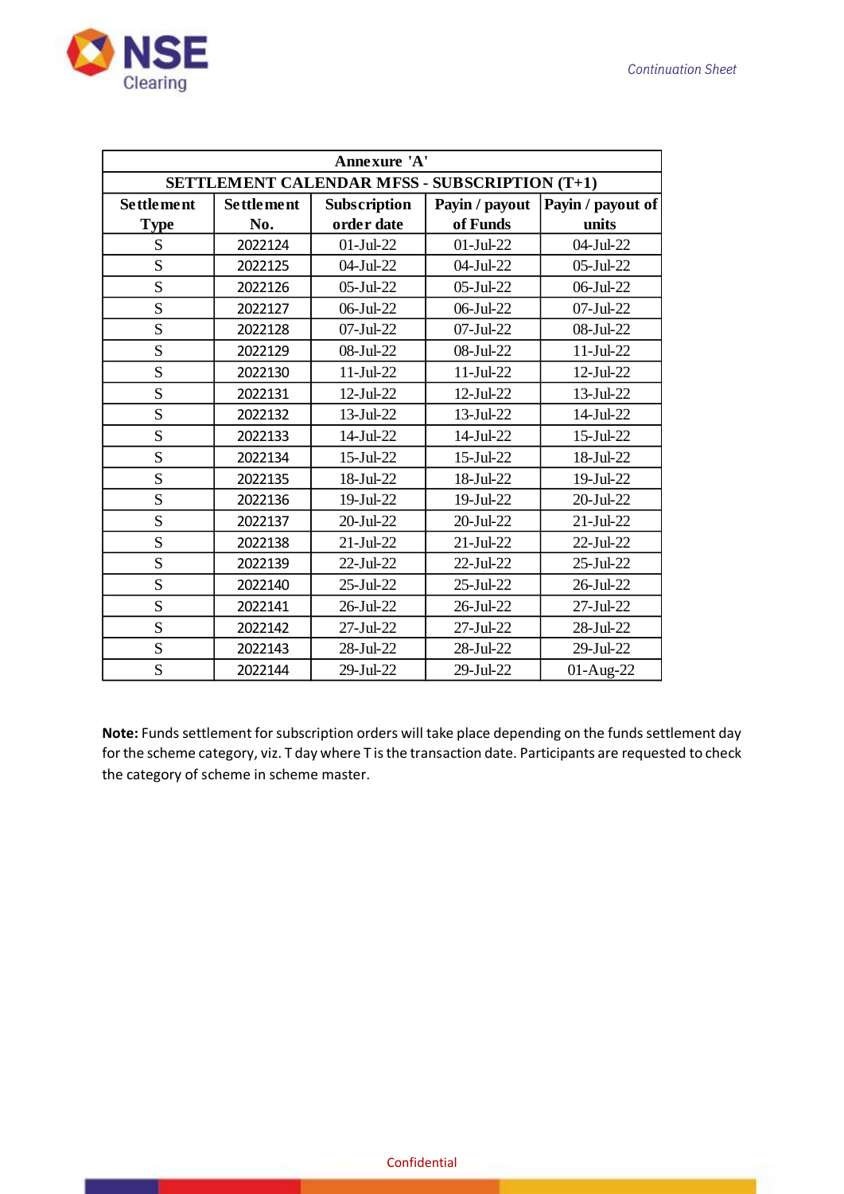Continuation Sheet

| Annexure 'A' | | | | |
|---|---|---|---|---|
| SETTLEMENT CALENDAR MFSS - SUBSCRIPTION (T+1) | | | | |
| Settlement Type | Settlement No. | Subscription order date | Payin / payout of Funds | Payin / payout of units |
| S | 2022124 | 01-Jul-22 | 01-Jul-22 | 04-Jul-22 |
| S | 2022125 | 04-Jul-22 | 04-Jul-22 | 05-Jul-22 |
| S | 2022126 | 05-Jul-22 | 05-Jul-22 | 06-Jul-22 |
| S | 2022127 | 06-Jul-22 | 06-Jul-22 | 07-Jul-22 |
| S | 2022128 | 07-Jul-22 | 07-Jul-22 | 08-Jul-22 |
| S | 2022129 | 08-Jul-22 | 08-Jul-22 | 11-Jul-22 |
| S | 2022130 | 11-Jul-22 | 11-Jul-22 | 12-Jul-22 |
| S | 2022131 | 12-Jul-22 | 12-Jul-22 | 13-Jul-22 |
| S | 2022132 | 13-Jul-22 | 13-Jul-22 | 14-Jul-22 |
| S | 2022133 | 14-Jul-22 | 14-Jul-22 | 15-Jul-22 |
| S | 2022134 | 15-Jul-22 | 15-Jul-22 | 18-Jul-22 |
| S | 2022135 | 18-Jul-22 | 18-Jul-22 | 19-Jul-22 |
| S | 2022136 | 19-Jul-22 | 19-Jul-22 | 20-Jul-22 |
| S | 2022137 | 20-Jul-22 | 20-Jul-22 | 21-Jul-22 |
| S | 2022138 | 21-Jul-22 | 21-Jul-22 | 22-Jul-22 |
| S | 2022139 | 22-Jul-22 | 22-Jul-22 | 25-Jul-22 |
| S | 2022140 | 25-Jul-22 | 25-Jul-22 | 26-Jul-22 |
| S | 2022141 | 26-Jul-22 | 26-Jul-22 | 27-Jul-22 |
| S | 2022142 | 27-Jul-22 | 27-Jul-22 | 28-Jul-22 |
| S | 2022143 | 28-Jul-22 | 28-Jul-22 | 29-Jul-22 |
| S | 2022144 | 29-Jul-22 | 29-Jul-22 | 01-Aug-22 |

**Note:** Funds settlement for subscription orders will take place depending on the funds settlement day for the scheme category, viz. T day where T is the transaction date. Participants are requested to check the category of scheme in scheme master.

Confidential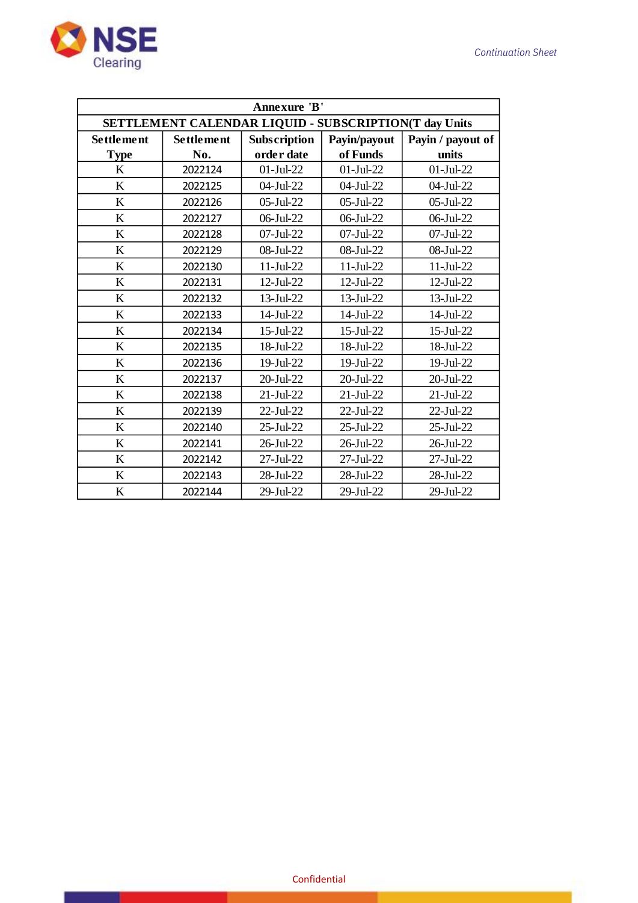Continuation Sheet

| Annexure 'B' | | | | |
|---|---|---|---|---|
| SETTLEMENT CALENDAR LIQUID - SUBSCRIPTION(T day Units | | | | |
| Settlement Type | Settlement No. | Subscription order date | Payin/payout of Funds | Payin / payout of units |
| K | 2022124 | 01-Jul-22 | 01-Jul-22 | 01-Jul-22 |
| K | 2022125 | 04-Jul-22 | 04-Jul-22 | 04-Jul-22 |
| K | 2022126 | 05-Jul-22 | 05-Jul-22 | 05-Jul-22 |
| K | 2022127 | 06-Jul-22 | 06-Jul-22 | 06-Jul-22 |
| K | 2022128 | 07-Jul-22 | 07-Jul-22 | 07-Jul-22 |
| K | 2022129 | 08-Jul-22 | 08-Jul-22 | 08-Jul-22 |
| K | 2022130 | 11-Jul-22 | 11-Jul-22 | 11-Jul-22 |
| K | 2022131 | 12-Jul-22 | 12-Jul-22 | 12-Jul-22 |
| K | 2022132 | 13-Jul-22 | 13-Jul-22 | 13-Jul-22 |
| K | 2022133 | 14-Jul-22 | 14-Jul-22 | 14-Jul-22 |
| K | 2022134 | 15-Jul-22 | 15-Jul-22 | 15-Jul-22 |
| K | 2022135 | 18-Jul-22 | 18-Jul-22 | 18-Jul-22 |
| K | 2022136 | 19-Jul-22 | 19-Jul-22 | 19-Jul-22 |
| K | 2022137 | 20-Jul-22 | 20-Jul-22 | 20-Jul-22 |
| K | 2022138 | 21-Jul-22 | 21-Jul-22 | 21-Jul-22 |
| K | 2022139 | 22-Jul-22 | 22-Jul-22 | 22-Jul-22 |
| K | 2022140 | 25-Jul-22 | 25-Jul-22 | 25-Jul-22 |
| K | 2022141 | 26-Jul-22 | 26-Jul-22 | 26-Jul-22 |
| K | 2022142 | 27-Jul-22 | 27-Jul-22 | 27-Jul-22 |
| K | 2022143 | 28-Jul-22 | 28-Jul-22 | 28-Jul-22 |
| K | 2022144 | 29-Jul-22 | 29-Jul-22 | 29-Jul-22 |

Confidential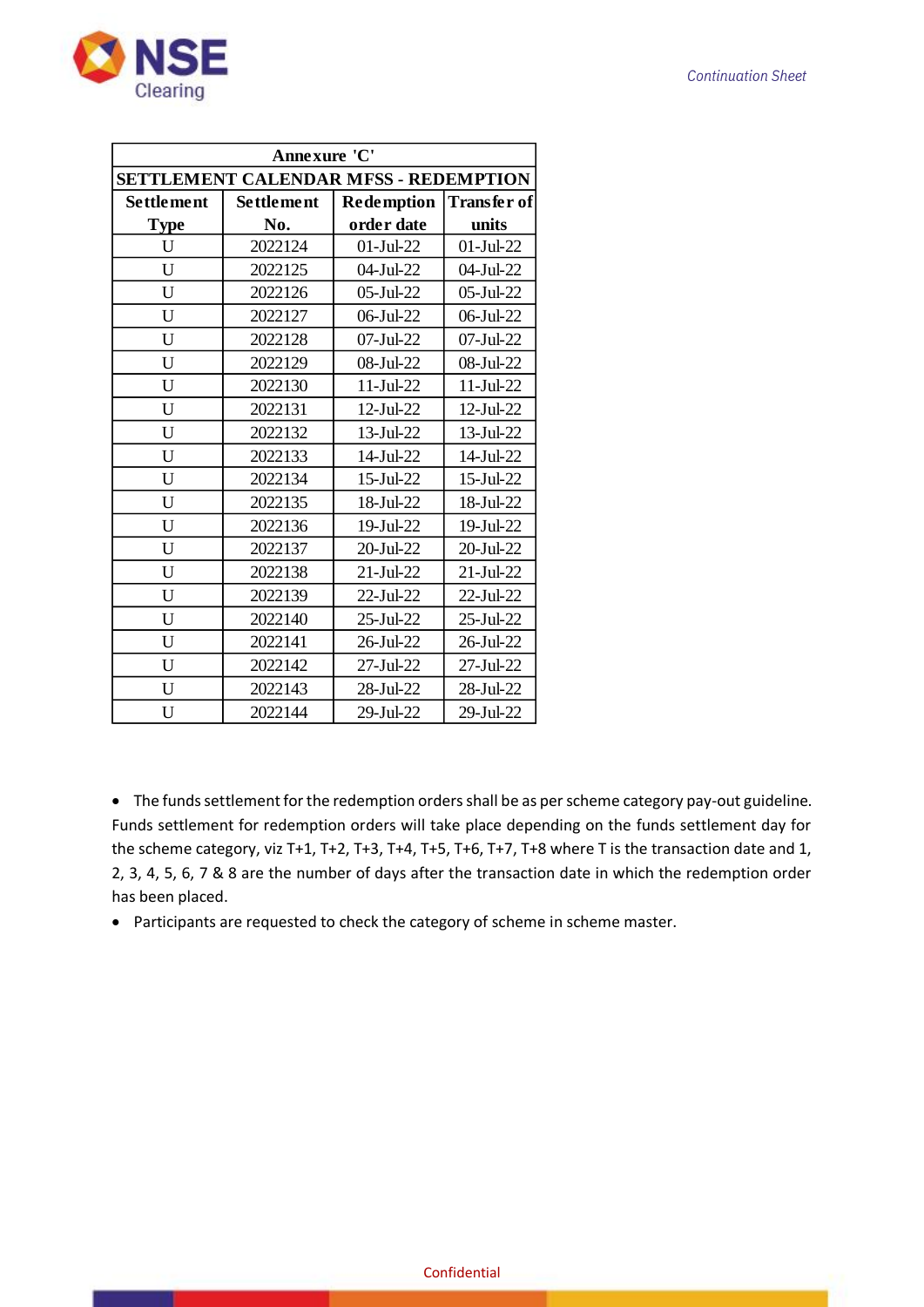| Annexure 'C' | | | |
|---|---|---|---|
| **SETTLEMENT CALENDAR MFSS - REDEMPTION** | | | |
| **Settlement Type** | **Settlement No.** | **Redemption order date** | **Transfer of units** |
| U | 2022124 | 01-Jul-22 | 01-Jul-22 |
| U | 2022125 | 04-Jul-22 | 04-Jul-22 |
| U | 2022126 | 05-Jul-22 | 05-Jul-22 |
| U | 2022127 | 06-Jul-22 | 06-Jul-22 |
| U | 2022128 | 07-Jul-22 | 07-Jul-22 |
| U | 2022129 | 08-Jul-22 | 08-Jul-22 |
| U | 2022130 | 11-Jul-22 | 11-Jul-22 |
| U | 2022131 | 12-Jul-22 | 12-Jul-22 |
| U | 2022132 | 13-Jul-22 | 13-Jul-22 |
| U | 2022133 | 14-Jul-22 | 14-Jul-22 |
| U | 2022134 | 15-Jul-22 | 15-Jul-22 |
| U | 2022135 | 18-Jul-22 | 18-Jul-22 |
| U | 2022136 | 19-Jul-22 | 19-Jul-22 |
| U | 2022137 | 20-Jul-22 | 20-Jul-22 |
| U | 2022138 | 21-Jul-22 | 21-Jul-22 |
| U | 2022139 | 22-Jul-22 | 22-Jul-22 |
| U | 2022140 | 25-Jul-22 | 25-Jul-22 |
| U | 2022141 | 26-Jul-22 | 26-Jul-22 |
| U | 2022142 | 27-Jul-22 | 27-Jul-22 |
| U | 2022143 | 28-Jul-22 | 28-Jul-22 |
| U | 2022144 | 29-Jul-22 | 29-Jul-22 |

- The funds settlement for the redemption orders shall be as per scheme category pay-out guideline. Funds settlement for redemption orders will take place depending on the funds settlement day for the scheme category, viz T+1, T+2, T+3, T+4, T+5, T+6, T+7, T+8 where T is the transaction date and 1, 2, 3, 4, 5, 6, 7 & 8 are the number of days after the transaction date in which the redemption order has been placed.
- Participants are requested to check the category of scheme in scheme master.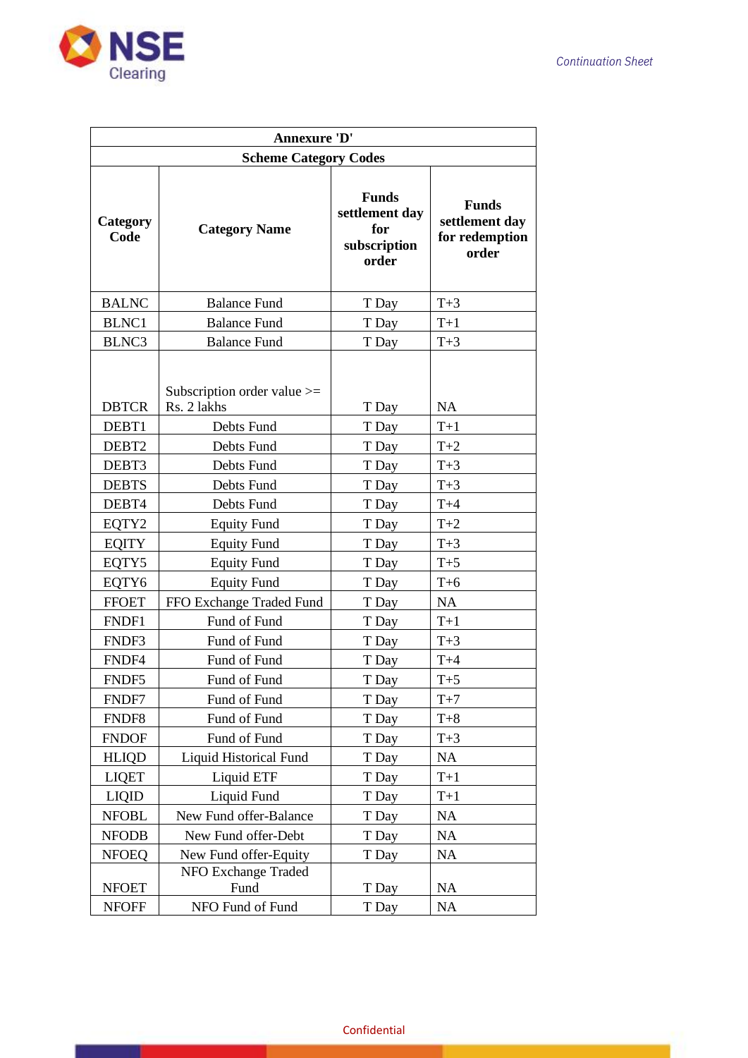| Annexure 'D' | | | |
|---|---|---|---|
| **Scheme Category Codes** | | | |
| **Category Code** | **Category Name** | **Funds settlement day for subscription order** | **Funds settlement day for redemption order** |
| BALNC | Balance Fund | T Day | T+3 |
| BLNC1 | Balance Fund | T Day | T+1 |
| BLNC3 | Balance Fund | T Day | T+3 |
| DBTCR | Subscription order value >= Rs. 2 lakhs | T Day | NA |
| DEBT1 | Debts Fund | T Day | T+1 |
| DEBT2 | Debts Fund | T Day | T+2 |
| DEBT3 | Debts Fund | T Day | T+3 |
| DEBTS | Debts Fund | T Day | T+3 |
| DEBT4 | Debts Fund | T Day | T+4 |
| EQTY2 | Equity Fund | T Day | T+2 |
| EQITY | Equity Fund | T Day | T+3 |
| EQTY5 | Equity Fund | T Day | T+5 |
| EQTY6 | Equity Fund | T Day | T+6 |
| FFOET | FFO Exchange Traded Fund | T Day | NA |
| FNDF1 | Fund of Fund | T Day | T+1 |
| FNDF3 | Fund of Fund | T Day | T+3 |
| FNDF4 | Fund of Fund | T Day | T+4 |
| FNDF5 | Fund of Fund | T Day | T+5 |
| FNDF7 | Fund of Fund | T Day | T+7 |
| FNDF8 | Fund of Fund | T Day | T+8 |
| FNDOF | Fund of Fund | T Day | T+3 |
| HLIQD | Liquid Historical Fund | T Day | NA |
| LIQET | Liquid ETF | T Day | T+1 |
| LIQID | Liquid Fund | T Day | T+1 |
| NFOBL | New Fund offer-Balance | T Day | NA |
| NFODB | New Fund offer-Debt | T Day | NA |
| NFOEQ | New Fund offer-Equity | T Day | NA |
| NFOET | NFO Exchange Traded Fund | T Day | NA |
| NFOFF | NFO Fund of Fund | T Day | NA |